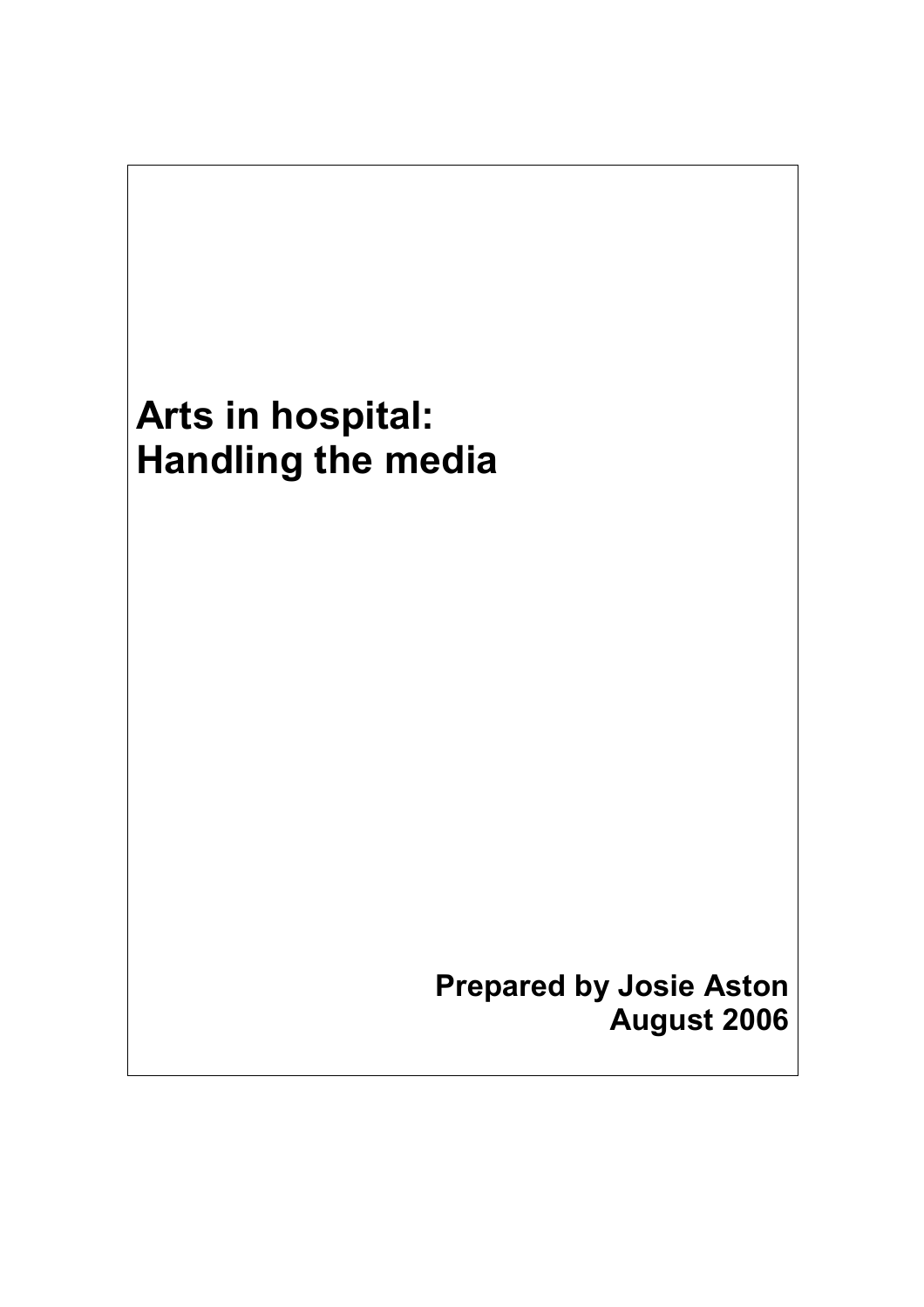# Arts in hospital: Handling the media

**Prepared by Josie Aston**
**August 2006**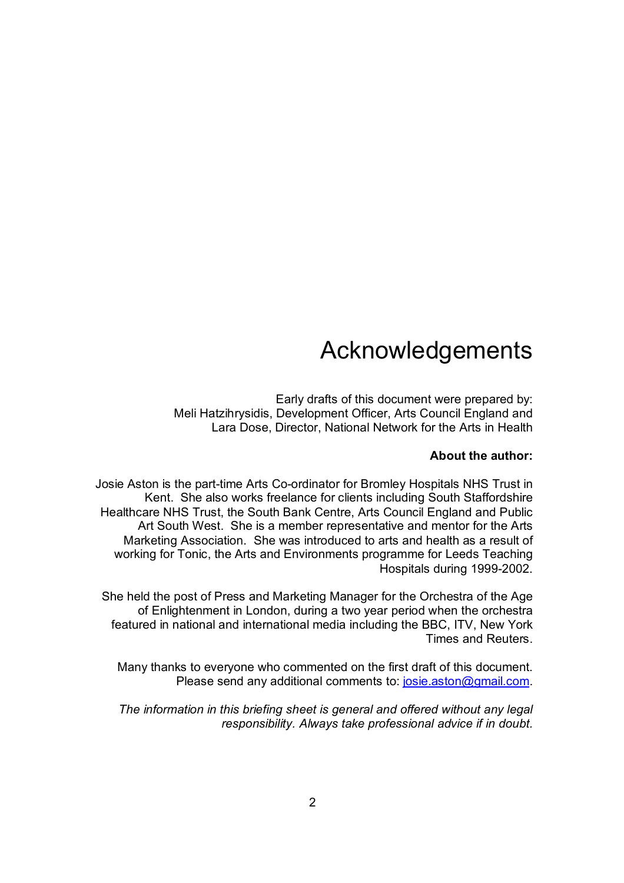# Acknowledgements

Early drafts of this document were prepared by:
Meli Hatzihrysidis, Development Officer, Arts Council England and
Lara Dose, Director, National Network for the Arts in Health

**About the author:**

Josie Aston is the part-time Arts Co-ordinator for Bromley Hospitals NHS Trust in Kent. She also works freelance for clients including South Staffordshire Healthcare NHS Trust, the South Bank Centre, Arts Council England and Public Art South West. She is a member representative and mentor for the Arts Marketing Association. She was introduced to arts and health as a result of working for Tonic, the Arts and Environments programme for Leeds Teaching Hospitals during 1999-2002.

She held the post of Press and Marketing Manager for the Orchestra of the Age of Enlightenment in London, during a two year period when the orchestra featured in national and international media including the BBC, ITV, New York Times and Reuters.

Many thanks to everyone who commented on the first draft of this document. Please send any additional comments to: josie.aston@gmail.com.

*The information in this briefing sheet is general and offered without any legal responsibility. Always take professional advice if in doubt.*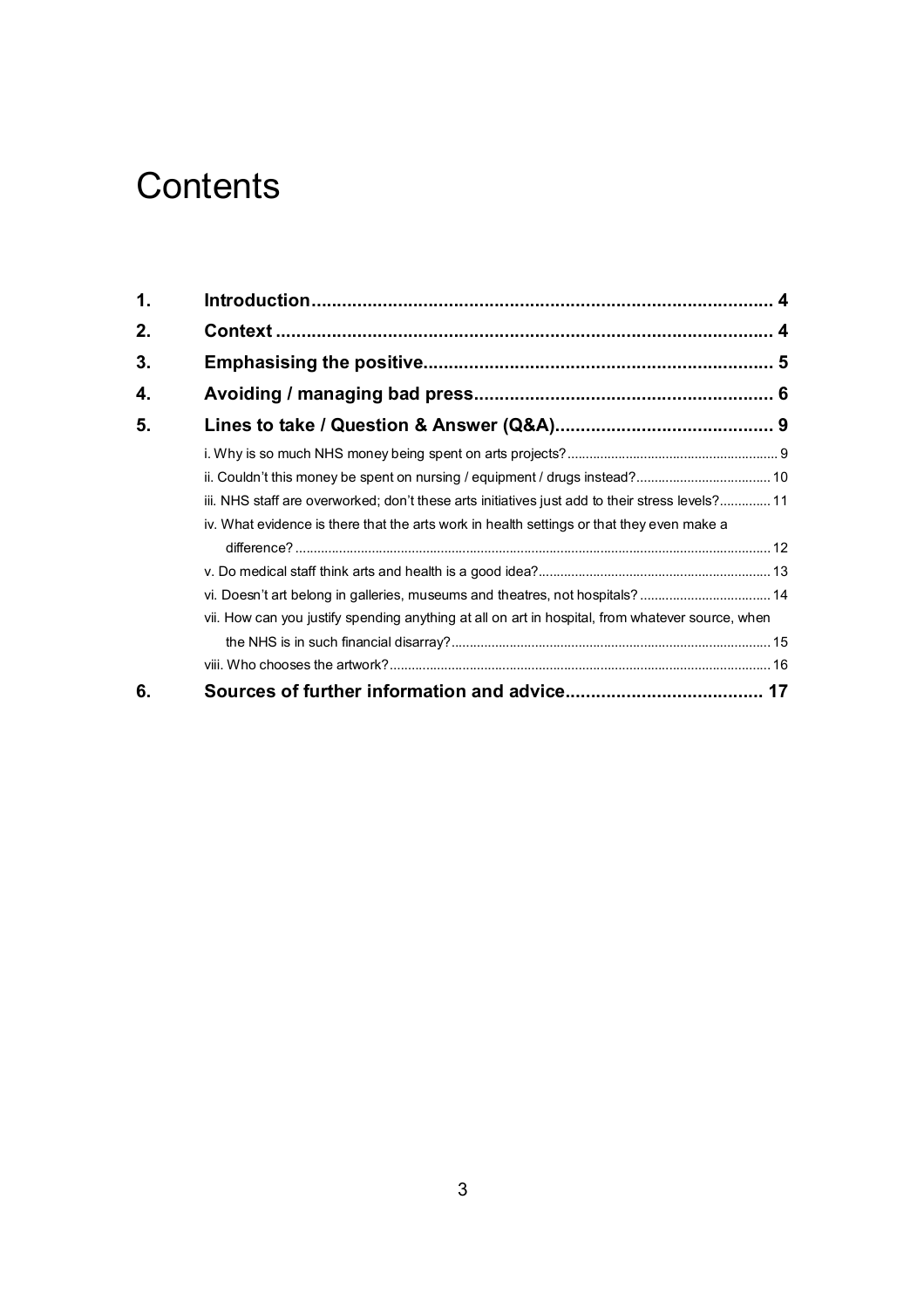# Contents

1. **Introduction** ........................................................................................ **4**
2. **Context** ............................................................................................... **4**
3. **Emphasising the positive** ................................................................... **5**
4. **Avoiding / managing bad press** ........................................................... **6**
5. **Lines to take / Question & Answer (Q&A)** ........................................... **9**
   - i. Why is so much NHS money being spent on arts projects? ........................................................ 9
   - ii. Couldn't this money be spent on nursing / equipment / drugs instead? .................................... 10
   - iii. NHS staff are overworked; don't these arts initiatives just add to their stress levels? ............. 11
   - iv. What evidence is there that the arts work in health settings or that they even make a difference? ........................................................................................................................ 12
   - v. Do medical staff think arts and health is a good idea? ............................................................. 13
   - vi. Doesn't art belong in galleries, museums and theatres, not hospitals? .................................... 14
   - vii. How can you justify spending anything at all on art in hospital, from whatever source, when the NHS is in such financial disarray? ..................................................................................... 15
   - viii. Who chooses the artwork? ...................................................................................................... 16
6. **Sources of further information and advice** ....................................... **17**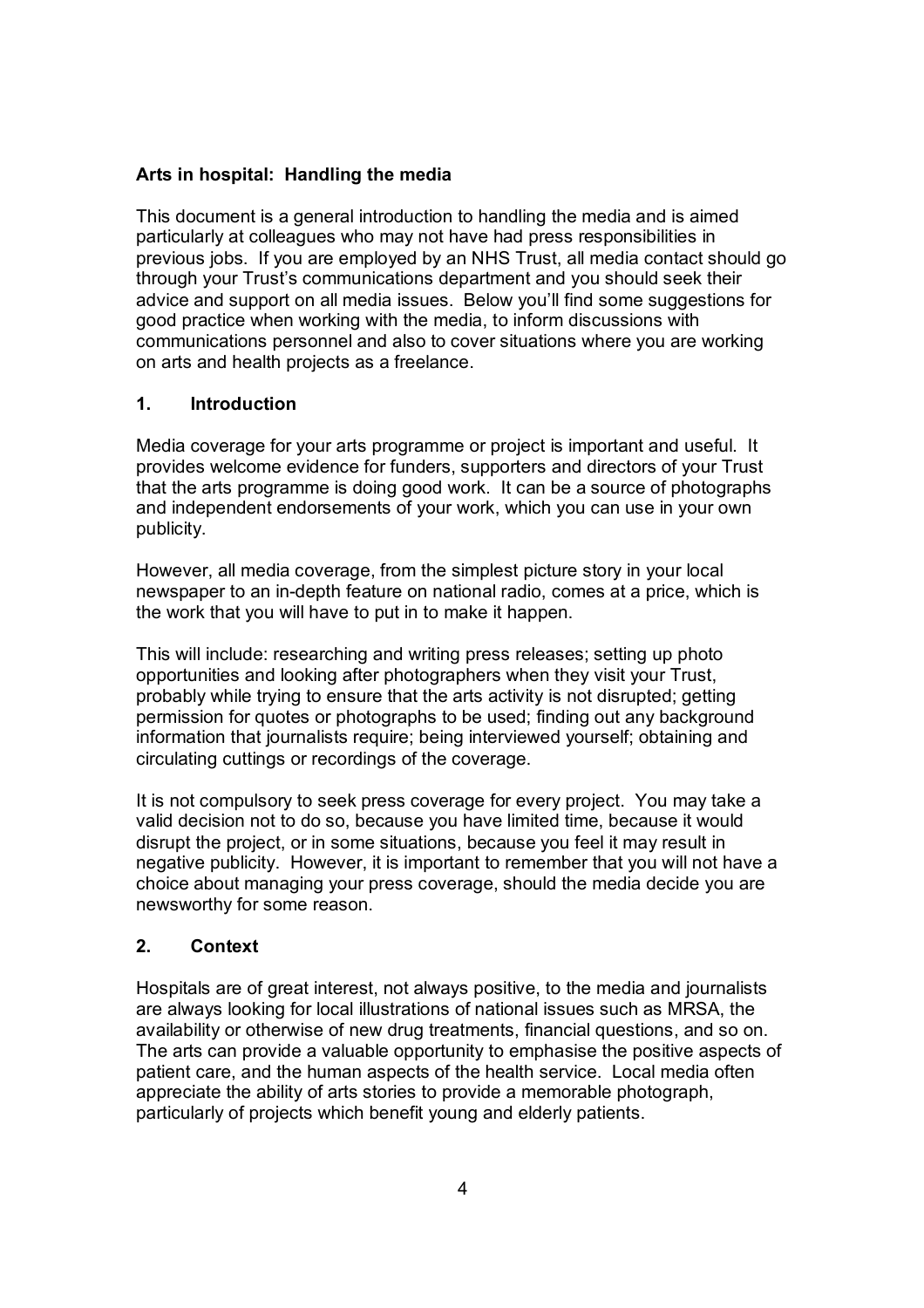**Arts in hospital: Handling the media**

This document is a general introduction to handling the media and is aimed particularly at colleagues who may not have had press responsibilities in previous jobs. If you are employed by an NHS Trust, all media contact should go through your Trust's communications department and you should seek their advice and support on all media issues. Below you'll find some suggestions for good practice when working with the media, to inform discussions with communications personnel and also to cover situations where you are working on arts and health projects as a freelance.

## 1. Introduction

Media coverage for your arts programme or project is important and useful. It provides welcome evidence for funders, supporters and directors of your Trust that the arts programme is doing good work. It can be a source of photographs and independent endorsements of your work, which you can use in your own publicity.

However, all media coverage, from the simplest picture story in your local newspaper to an in-depth feature on national radio, comes at a price, which is the work that you will have to put in to make it happen.

This will include: researching and writing press releases; setting up photo opportunities and looking after photographers when they visit your Trust, probably while trying to ensure that the arts activity is not disrupted; getting permission for quotes or photographs to be used; finding out any background information that journalists require; being interviewed yourself; obtaining and circulating cuttings or recordings of the coverage.

It is not compulsory to seek press coverage for every project. You may take a valid decision not to do so, because you have limited time, because it would disrupt the project, or in some situations, because you feel it may result in negative publicity. However, it is important to remember that you will not have a choice about managing your press coverage, should the media decide you are newsworthy for some reason.

## 2. Context

Hospitals are of great interest, not always positive, to the media and journalists are always looking for local illustrations of national issues such as MRSA, the availability or otherwise of new drug treatments, financial questions, and so on. The arts can provide a valuable opportunity to emphasise the positive aspects of patient care, and the human aspects of the health service. Local media often appreciate the ability of arts stories to provide a memorable photograph, particularly of projects which benefit young and elderly patients.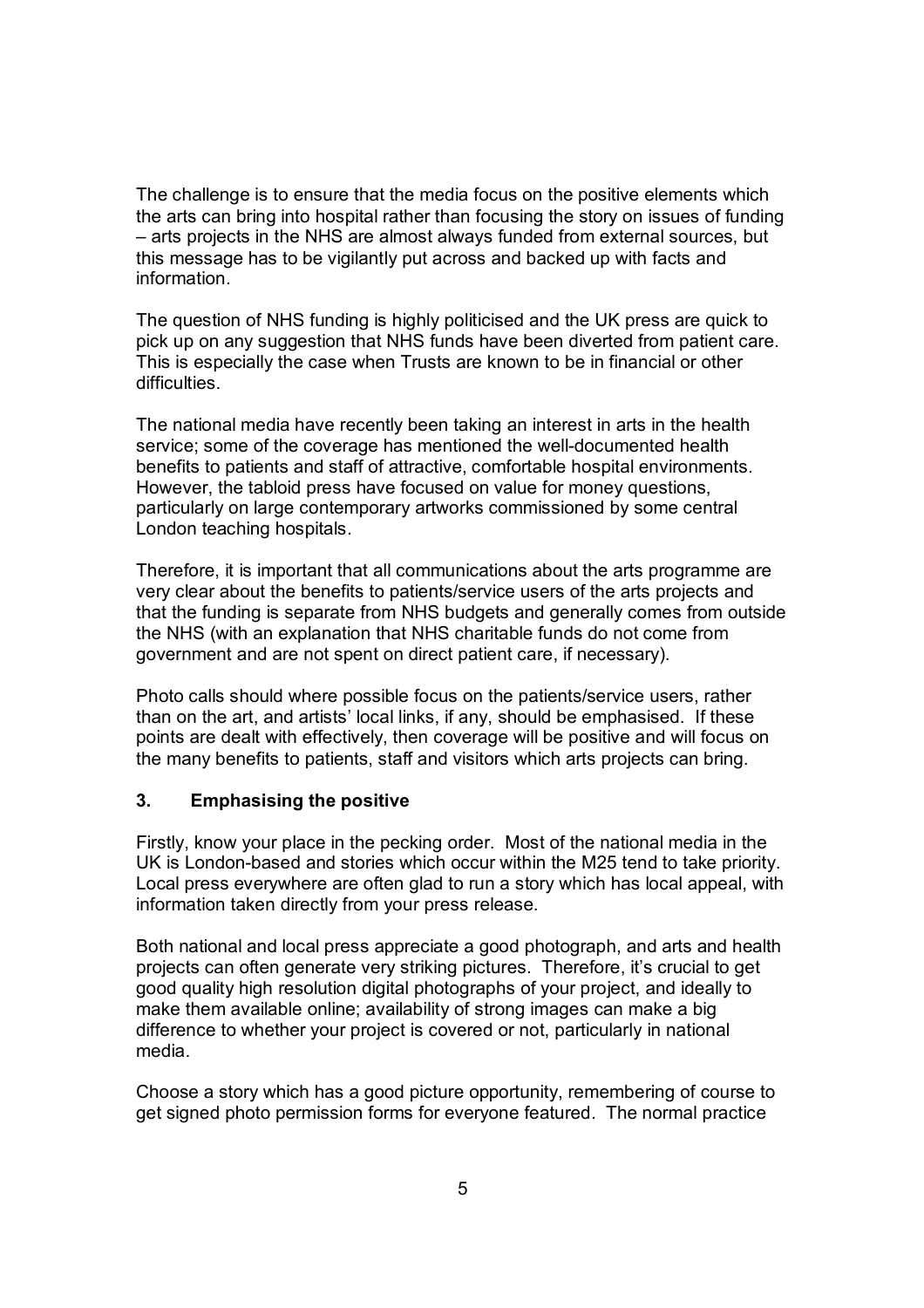The challenge is to ensure that the media focus on the positive elements which the arts can bring into hospital rather than focusing the story on issues of funding – arts projects in the NHS are almost always funded from external sources, but this message has to be vigilantly put across and backed up with facts and information.

The question of NHS funding is highly politicised and the UK press are quick to pick up on any suggestion that NHS funds have been diverted from patient care. This is especially the case when Trusts are known to be in financial or other difficulties.

The national media have recently been taking an interest in arts in the health service; some of the coverage has mentioned the well-documented health benefits to patients and staff of attractive, comfortable hospital environments. However, the tabloid press have focused on value for money questions, particularly on large contemporary artworks commissioned by some central London teaching hospitals.

Therefore, it is important that all communications about the arts programme are very clear about the benefits to patients/service users of the arts projects and that the funding is separate from NHS budgets and generally comes from outside the NHS (with an explanation that NHS charitable funds do not come from government and are not spent on direct patient care, if necessary).

Photo calls should where possible focus on the patients/service users, rather than on the art, and artists' local links, if any, should be emphasised. If these points are dealt with effectively, then coverage will be positive and will focus on the many benefits to patients, staff and visitors which arts projects can bring.

## 3. Emphasising the positive

Firstly, know your place in the pecking order. Most of the national media in the UK is London-based and stories which occur within the M25 tend to take priority. Local press everywhere are often glad to run a story which has local appeal, with information taken directly from your press release.

Both national and local press appreciate a good photograph, and arts and health projects can often generate very striking pictures. Therefore, it's crucial to get good quality high resolution digital photographs of your project, and ideally to make them available online; availability of strong images can make a big difference to whether your project is covered or not, particularly in national media.

Choose a story which has a good picture opportunity, remembering of course to get signed photo permission forms for everyone featured. The normal practice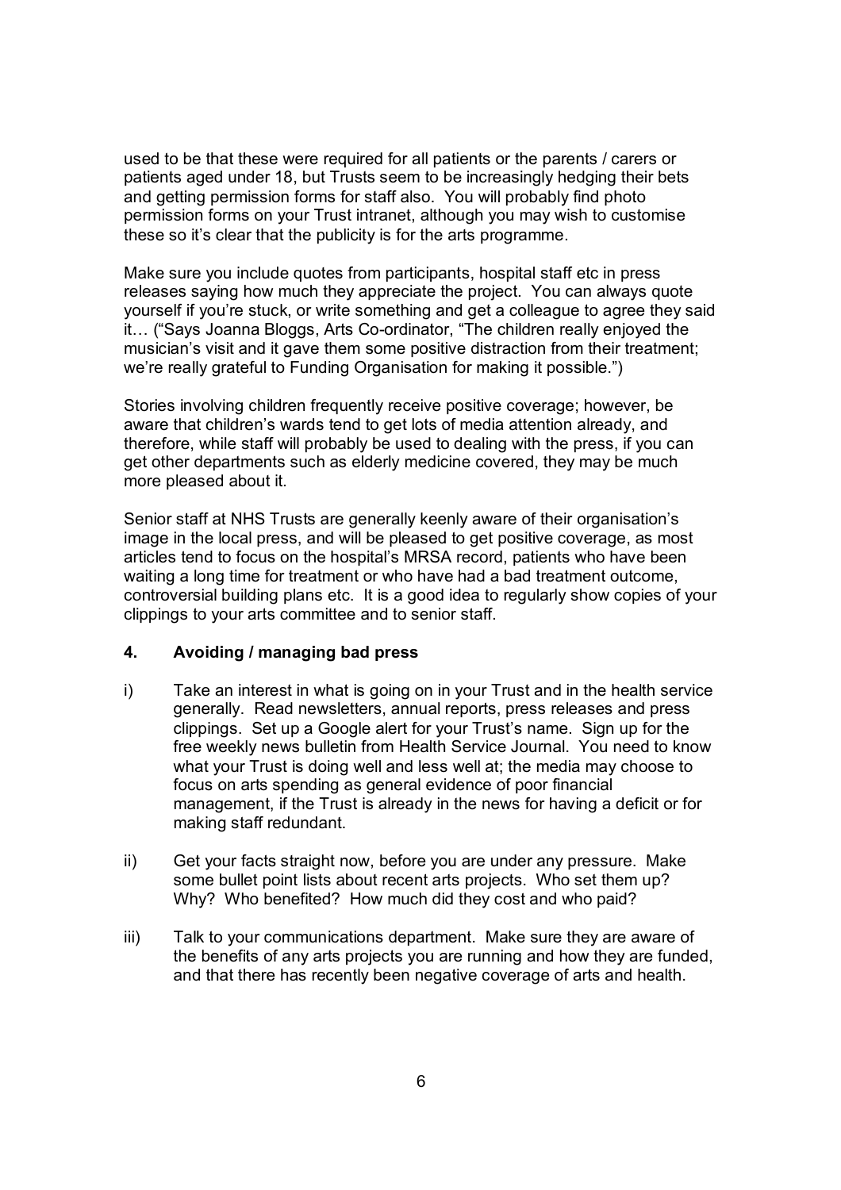used to be that these were required for all patients or the parents / carers or patients aged under 18, but Trusts seem to be increasingly hedging their bets and getting permission forms for staff also. You will probably find photo permission forms on your Trust intranet, although you may wish to customise these so it's clear that the publicity is for the arts programme.

Make sure you include quotes from participants, hospital staff etc in press releases saying how much they appreciate the project. You can always quote yourself if you're stuck, or write something and get a colleague to agree they said it… ("Says Joanna Bloggs, Arts Co-ordinator, "The children really enjoyed the musician's visit and it gave them some positive distraction from their treatment; we're really grateful to Funding Organisation for making it possible.")

Stories involving children frequently receive positive coverage; however, be aware that children's wards tend to get lots of media attention already, and therefore, while staff will probably be used to dealing with the press, if you can get other departments such as elderly medicine covered, they may be much more pleased about it.

Senior staff at NHS Trusts are generally keenly aware of their organisation's image in the local press, and will be pleased to get positive coverage, as most articles tend to focus on the hospital's MRSA record, patients who have been waiting a long time for treatment or who have had a bad treatment outcome, controversial building plans etc. It is a good idea to regularly show copies of your clippings to your arts committee and to senior staff.

## 4. Avoiding / managing bad press

i) Take an interest in what is going on in your Trust and in the health service generally. Read newsletters, annual reports, press releases and press clippings. Set up a Google alert for your Trust's name. Sign up for the free weekly news bulletin from Health Service Journal. You need to know what your Trust is doing well and less well at; the media may choose to focus on arts spending as general evidence of poor financial management, if the Trust is already in the news for having a deficit or for making staff redundant.

ii) Get your facts straight now, before you are under any pressure. Make some bullet point lists about recent arts projects. Who set them up? Why? Who benefited? How much did they cost and who paid?

iii) Talk to your communications department. Make sure they are aware of the benefits of any arts projects you are running and how they are funded, and that there has recently been negative coverage of arts and health.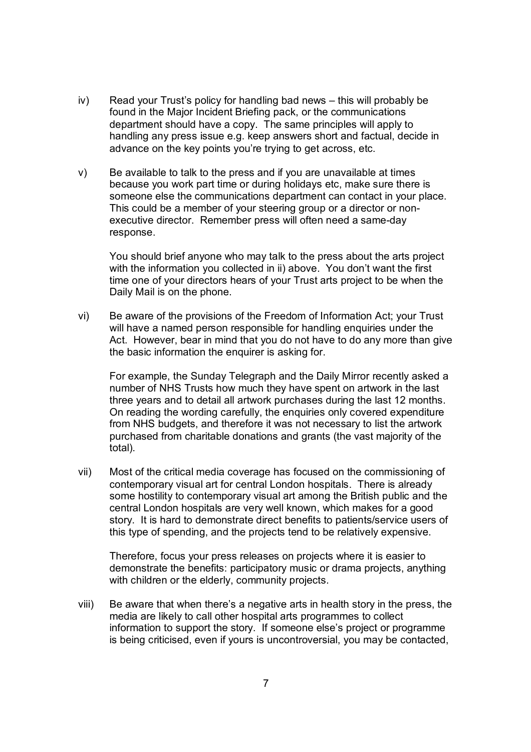iv) Read your Trust's policy for handling bad news – this will probably be found in the Major Incident Briefing pack, or the communications department should have a copy. The same principles will apply to handling any press issue e.g. keep answers short and factual, decide in advance on the key points you're trying to get across, etc.

v) Be available to talk to the press and if you are unavailable at times because you work part time or during holidays etc, make sure there is someone else the communications department can contact in your place. This could be a member of your steering group or a director or non-executive director. Remember press will often need a same-day response.

   You should brief anyone who may talk to the press about the arts project with the information you collected in ii) above. You don't want the first time one of your directors hears of your Trust arts project to be when the Daily Mail is on the phone.

vi) Be aware of the provisions of the Freedom of Information Act; your Trust will have a named person responsible for handling enquiries under the Act. However, bear in mind that you do not have to do any more than give the basic information the enquirer is asking for.

   For example, the Sunday Telegraph and the Daily Mirror recently asked a number of NHS Trusts how much they have spent on artwork in the last three years and to detail all artwork purchases during the last 12 months. On reading the wording carefully, the enquiries only covered expenditure from NHS budgets, and therefore it was not necessary to list the artwork purchased from charitable donations and grants (the vast majority of the total).

vii) Most of the critical media coverage has focused on the commissioning of contemporary visual art for central London hospitals. There is already some hostility to contemporary visual art among the British public and the central London hospitals are very well known, which makes for a good story. It is hard to demonstrate direct benefits to patients/service users of this type of spending, and the projects tend to be relatively expensive.

   Therefore, focus your press releases on projects where it is easier to demonstrate the benefits: participatory music or drama projects, anything with children or the elderly, community projects.

viii) Be aware that when there's a negative arts in health story in the press, the media are likely to call other hospital arts programmes to collect information to support the story. If someone else's project or programme is being criticised, even if yours is uncontroversial, you may be contacted,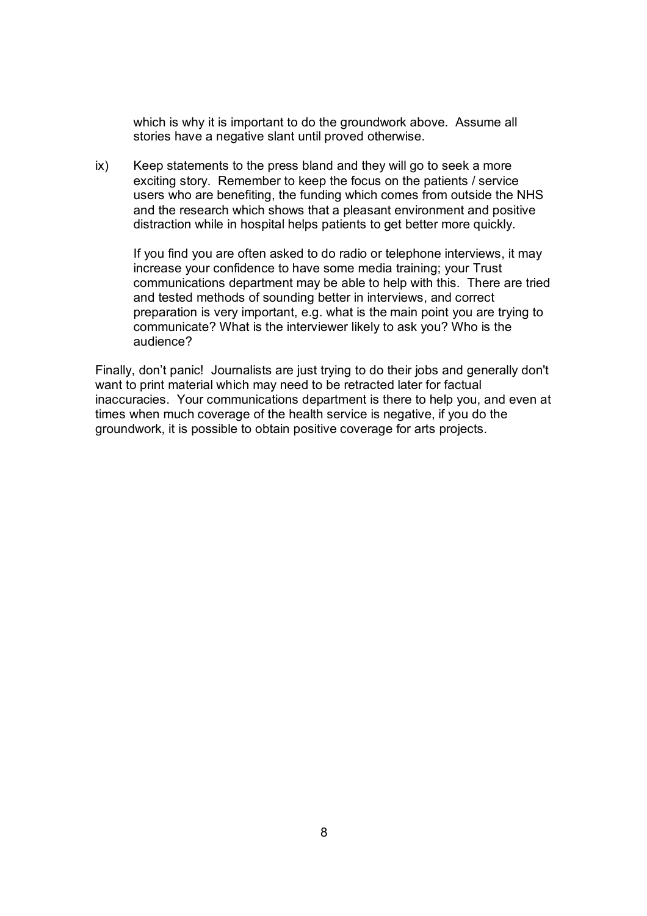which is why it is important to do the groundwork above. Assume all stories have a negative slant until proved otherwise.

ix) Keep statements to the press bland and they will go to seek a more exciting story. Remember to keep the focus on the patients / service users who are benefiting, the funding which comes from outside the NHS and the research which shows that a pleasant environment and positive distraction while in hospital helps patients to get better more quickly.

    If you find you are often asked to do radio or telephone interviews, it may increase your confidence to have some media training; your Trust communications department may be able to help with this. There are tried and tested methods of sounding better in interviews, and correct preparation is very important, e.g. what is the main point you are trying to communicate? What is the interviewer likely to ask you? Who is the audience?

Finally, don't panic! Journalists are just trying to do their jobs and generally don't want to print material which may need to be retracted later for factual inaccuracies. Your communications department is there to help you, and even at times when much coverage of the health service is negative, if you do the groundwork, it is possible to obtain positive coverage for arts projects.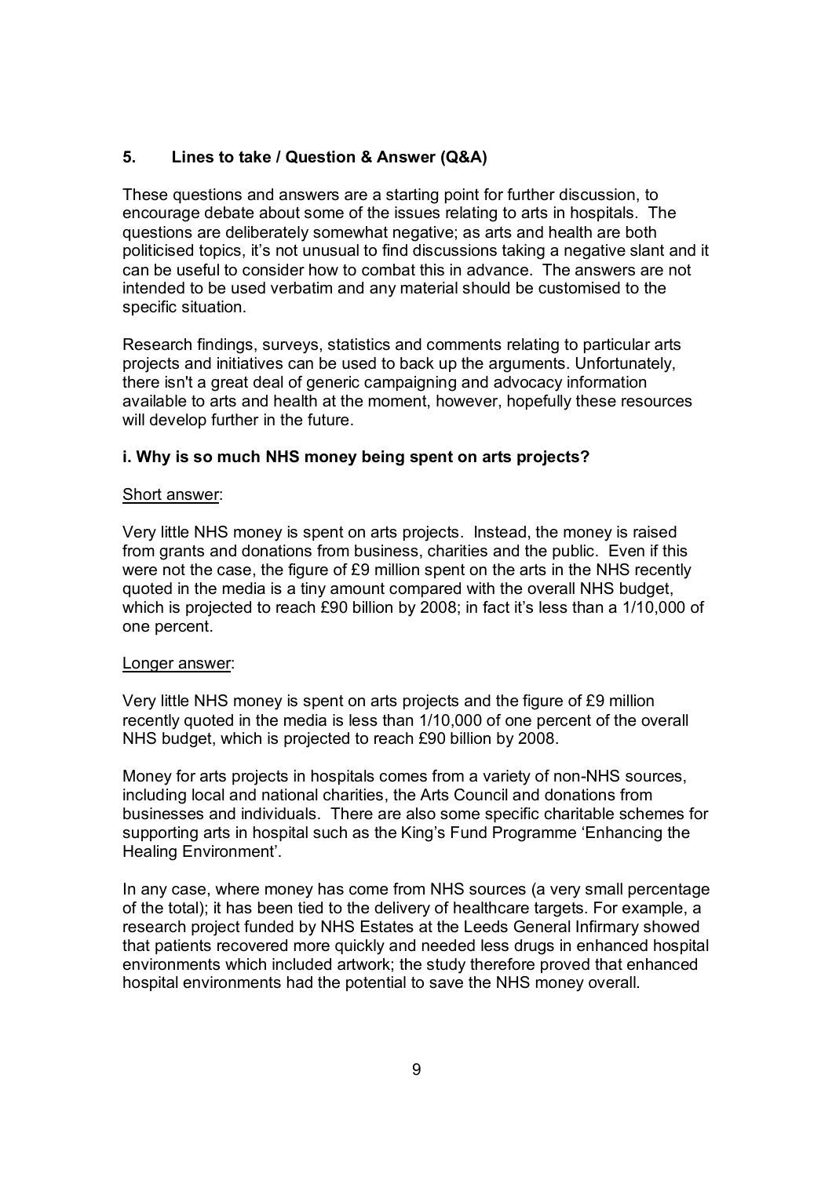## 5. Lines to take / Question & Answer (Q&A)

These questions and answers are a starting point for further discussion, to encourage debate about some of the issues relating to arts in hospitals. The questions are deliberately somewhat negative; as arts and health are both politicised topics, it's not unusual to find discussions taking a negative slant and it can be useful to consider how to combat this in advance. The answers are not intended to be used verbatim and any material should be customised to the specific situation.

Research findings, surveys, statistics and comments relating to particular arts projects and initiatives can be used to back up the arguments. Unfortunately, there isn't a great deal of generic campaigning and advocacy information available to arts and health at the moment, however, hopefully these resources will develop further in the future.

### i. Why is so much NHS money being spent on arts projects?

<u>Short answer</u>:

Very little NHS money is spent on arts projects. Instead, the money is raised from grants and donations from business, charities and the public. Even if this were not the case, the figure of £9 million spent on the arts in the NHS recently quoted in the media is a tiny amount compared with the overall NHS budget, which is projected to reach £90 billion by 2008; in fact it's less than a 1/10,000 of one percent.

<u>Longer answer</u>:

Very little NHS money is spent on arts projects and the figure of £9 million recently quoted in the media is less than 1/10,000 of one percent of the overall NHS budget, which is projected to reach £90 billion by 2008.

Money for arts projects in hospitals comes from a variety of non-NHS sources, including local and national charities, the Arts Council and donations from businesses and individuals. There are also some specific charitable schemes for supporting arts in hospital such as the King's Fund Programme 'Enhancing the Healing Environment'.

In any case, where money has come from NHS sources (a very small percentage of the total); it has been tied to the delivery of healthcare targets. For example, a research project funded by NHS Estates at the Leeds General Infirmary showed that patients recovered more quickly and needed less drugs in enhanced hospital environments which included artwork; the study therefore proved that enhanced hospital environments had the potential to save the NHS money overall.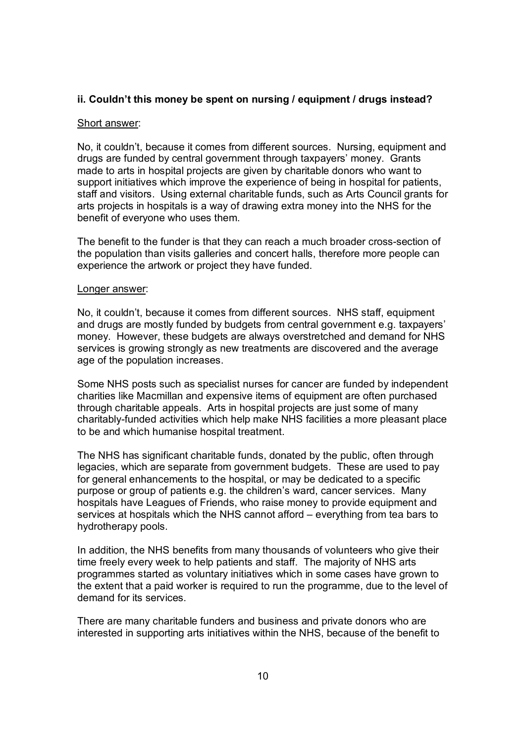**ii. Couldn't this money be spent on nursing / equipment / drugs instead?**

Short answer:

No, it couldn't, because it comes from different sources. Nursing, equipment and drugs are funded by central government through taxpayers' money. Grants made to arts in hospital projects are given by charitable donors who want to support initiatives which improve the experience of being in hospital for patients, staff and visitors. Using external charitable funds, such as Arts Council grants for arts projects in hospitals is a way of drawing extra money into the NHS for the benefit of everyone who uses them.

The benefit to the funder is that they can reach a much broader cross-section of the population than visits galleries and concert halls, therefore more people can experience the artwork or project they have funded.

Longer answer:

No, it couldn't, because it comes from different sources. NHS staff, equipment and drugs are mostly funded by budgets from central government e.g. taxpayers' money. However, these budgets are always overstretched and demand for NHS services is growing strongly as new treatments are discovered and the average age of the population increases.

Some NHS posts such as specialist nurses for cancer are funded by independent charities like Macmillan and expensive items of equipment are often purchased through charitable appeals. Arts in hospital projects are just some of many charitably-funded activities which help make NHS facilities a more pleasant place to be and which humanise hospital treatment.

The NHS has significant charitable funds, donated by the public, often through legacies, which are separate from government budgets. These are used to pay for general enhancements to the hospital, or may be dedicated to a specific purpose or group of patients e.g. the children's ward, cancer services. Many hospitals have Leagues of Friends, who raise money to provide equipment and services at hospitals which the NHS cannot afford – everything from tea bars to hydrotherapy pools.

In addition, the NHS benefits from many thousands of volunteers who give their time freely every week to help patients and staff. The majority of NHS arts programmes started as voluntary initiatives which in some cases have grown to the extent that a paid worker is required to run the programme, due to the level of demand for its services.

There are many charitable funders and business and private donors who are interested in supporting arts initiatives within the NHS, because of the benefit to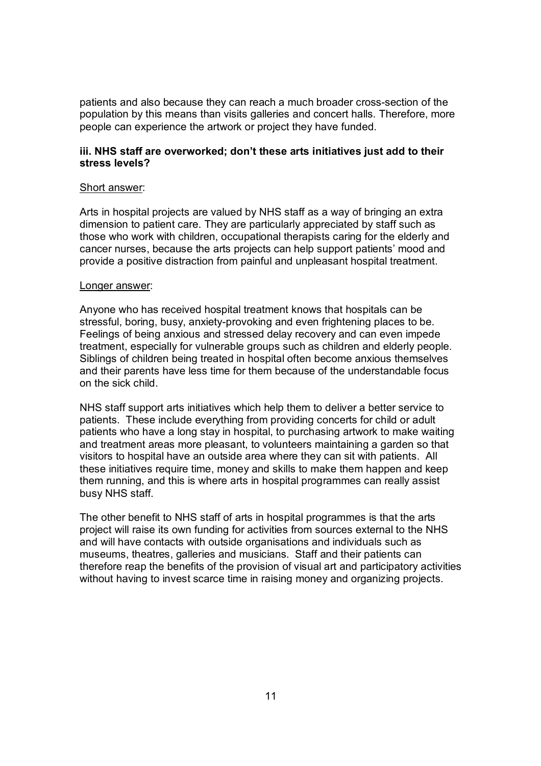patients and also because they can reach a much broader cross-section of the population by this means than visits galleries and concert halls. Therefore, more people can experience the artwork or project they have funded.

**iii. NHS staff are overworked; don't these arts initiatives just add to their stress levels?**

<u>Short answer</u>:

Arts in hospital projects are valued by NHS staff as a way of bringing an extra dimension to patient care. They are particularly appreciated by staff such as those who work with children, occupational therapists caring for the elderly and cancer nurses, because the arts projects can help support patients' mood and provide a positive distraction from painful and unpleasant hospital treatment.

<u>Longer answer</u>:

Anyone who has received hospital treatment knows that hospitals can be stressful, boring, busy, anxiety-provoking and even frightening places to be. Feelings of being anxious and stressed delay recovery and can even impede treatment, especially for vulnerable groups such as children and elderly people. Siblings of children being treated in hospital often become anxious themselves and their parents have less time for them because of the understandable focus on the sick child.

NHS staff support arts initiatives which help them to deliver a better service to patients. These include everything from providing concerts for child or adult patients who have a long stay in hospital, to purchasing artwork to make waiting and treatment areas more pleasant, to volunteers maintaining a garden so that visitors to hospital have an outside area where they can sit with patients. All these initiatives require time, money and skills to make them happen and keep them running, and this is where arts in hospital programmes can really assist busy NHS staff.

The other benefit to NHS staff of arts in hospital programmes is that the arts project will raise its own funding for activities from sources external to the NHS and will have contacts with outside organisations and individuals such as museums, theatres, galleries and musicians. Staff and their patients can therefore reap the benefits of the provision of visual art and participatory activities without having to invest scarce time in raising money and organizing projects.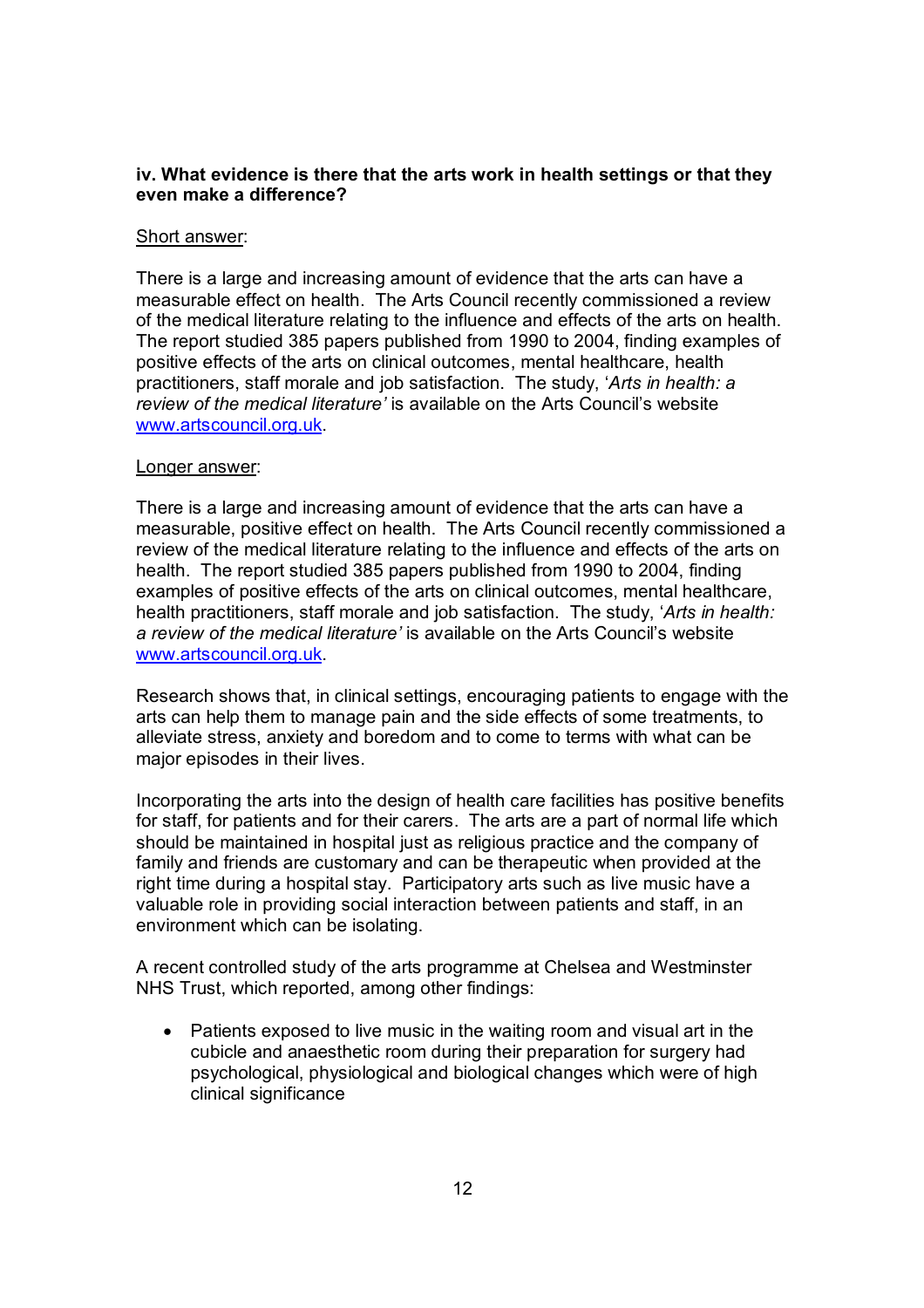**iv. What evidence is there that the arts work in health settings or that they even make a difference?**

<u>Short answer</u>:

There is a large and increasing amount of evidence that the arts can have a measurable effect on health. The Arts Council recently commissioned a review of the medical literature relating to the influence and effects of the arts on health. The report studied 385 papers published from 1990 to 2004, finding examples of positive effects of the arts on clinical outcomes, mental healthcare, health practitioners, staff morale and job satisfaction. The study, '*Arts in health: a review of the medical literature'* is available on the Arts Council's website [www.artscouncil.org.uk](http://www.artscouncil.org.uk).

<u>Longer answer</u>:

There is a large and increasing amount of evidence that the arts can have a measurable, positive effect on health. The Arts Council recently commissioned a review of the medical literature relating to the influence and effects of the arts on health. The report studied 385 papers published from 1990 to 2004, finding examples of positive effects of the arts on clinical outcomes, mental healthcare, health practitioners, staff morale and job satisfaction. The study, '*Arts in health: a review of the medical literature'* is available on the Arts Council's website [www.artscouncil.org.uk](http://www.artscouncil.org.uk).

Research shows that, in clinical settings, encouraging patients to engage with the arts can help them to manage pain and the side effects of some treatments, to alleviate stress, anxiety and boredom and to come to terms with what can be major episodes in their lives.

Incorporating the arts into the design of health care facilities has positive benefits for staff, for patients and for their carers. The arts are a part of normal life which should be maintained in hospital just as religious practice and the company of family and friends are customary and can be therapeutic when provided at the right time during a hospital stay. Participatory arts such as live music have a valuable role in providing social interaction between patients and staff, in an environment which can be isolating.

A recent controlled study of the arts programme at Chelsea and Westminster NHS Trust, which reported, among other findings:

- Patients exposed to live music in the waiting room and visual art in the cubicle and anaesthetic room during their preparation for surgery had psychological, physiological and biological changes which were of high clinical significance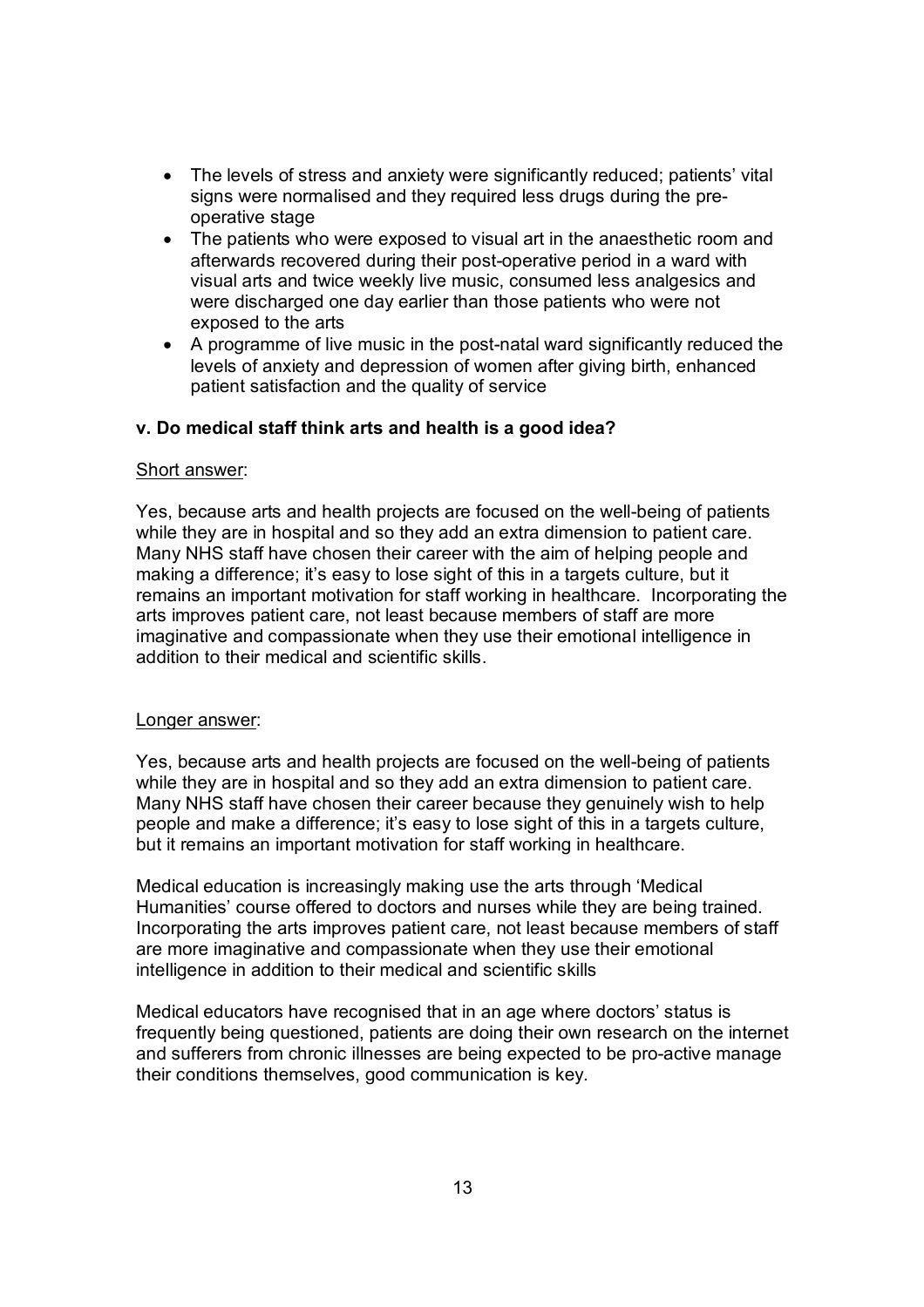- The levels of stress and anxiety were significantly reduced; patients' vital signs were normalised and they required less drugs during the pre-operative stage
- The patients who were exposed to visual art in the anaesthetic room and afterwards recovered during their post-operative period in a ward with visual arts and twice weekly live music, consumed less analgesics and were discharged one day earlier than those patients who were not exposed to the arts
- A programme of live music in the post-natal ward significantly reduced the levels of anxiety and depression of women after giving birth, enhanced patient satisfaction and the quality of service

**v. Do medical staff think arts and health is a good idea?**

Short answer:

Yes, because arts and health projects are focused on the well-being of patients while they are in hospital and so they add an extra dimension to patient care. Many NHS staff have chosen their career with the aim of helping people and making a difference; it's easy to lose sight of this in a targets culture, but it remains an important motivation for staff working in healthcare. Incorporating the arts improves patient care, not least because members of staff are more imaginative and compassionate when they use their emotional intelligence in addition to their medical and scientific skills.

Longer answer:

Yes, because arts and health projects are focused on the well-being of patients while they are in hospital and so they add an extra dimension to patient care. Many NHS staff have chosen their career because they genuinely wish to help people and make a difference; it's easy to lose sight of this in a targets culture, but it remains an important motivation for staff working in healthcare.

Medical education is increasingly making use the arts through 'Medical Humanities' course offered to doctors and nurses while they are being trained. Incorporating the arts improves patient care, not least because members of staff are more imaginative and compassionate when they use their emotional intelligence in addition to their medical and scientific skills

Medical educators have recognised that in an age where doctors' status is frequently being questioned, patients are doing their own research on the internet and sufferers from chronic illnesses are being expected to be pro-active manage their conditions themselves, good communication is key.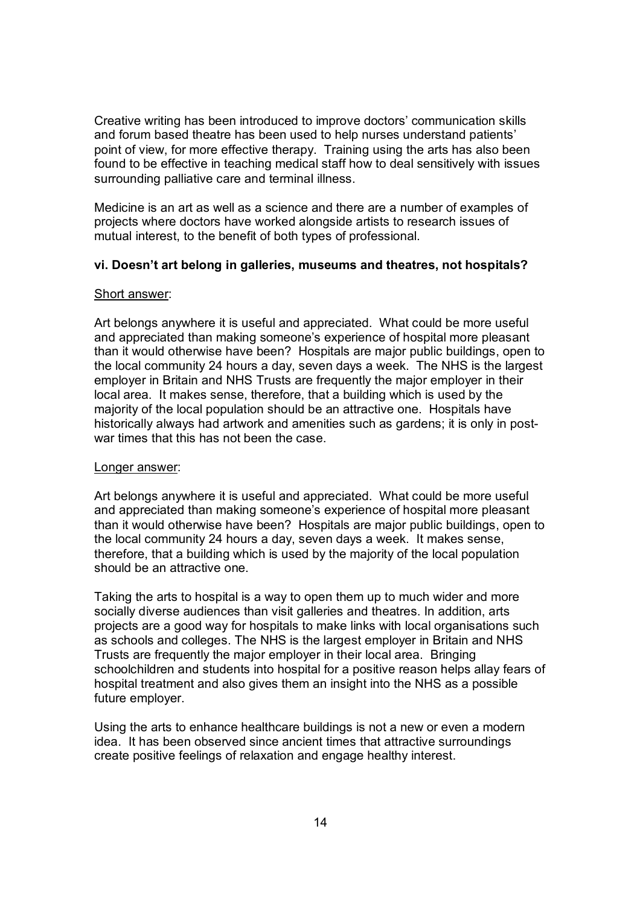Creative writing has been introduced to improve doctors' communication skills and forum based theatre has been used to help nurses understand patients' point of view, for more effective therapy. Training using the arts has also been found to be effective in teaching medical staff how to deal sensitively with issues surrounding palliative care and terminal illness.

Medicine is an art as well as a science and there are a number of examples of projects where doctors have worked alongside artists to research issues of mutual interest, to the benefit of both types of professional.

### vi. Doesn't art belong in galleries, museums and theatres, not hospitals?

<u>Short answer</u>:

Art belongs anywhere it is useful and appreciated. What could be more useful and appreciated than making someone's experience of hospital more pleasant than it would otherwise have been? Hospitals are major public buildings, open to the local community 24 hours a day, seven days a week. The NHS is the largest employer in Britain and NHS Trusts are frequently the major employer in their local area. It makes sense, therefore, that a building which is used by the majority of the local population should be an attractive one. Hospitals have historically always had artwork and amenities such as gardens; it is only in post-war times that this has not been the case.

<u>Longer answer</u>:

Art belongs anywhere it is useful and appreciated. What could be more useful and appreciated than making someone's experience of hospital more pleasant than it would otherwise have been? Hospitals are major public buildings, open to the local community 24 hours a day, seven days a week. It makes sense, therefore, that a building which is used by the majority of the local population should be an attractive one.

Taking the arts to hospital is a way to open them up to much wider and more socially diverse audiences than visit galleries and theatres. In addition, arts projects are a good way for hospitals to make links with local organisations such as schools and colleges. The NHS is the largest employer in Britain and NHS Trusts are frequently the major employer in their local area. Bringing schoolchildren and students into hospital for a positive reason helps allay fears of hospital treatment and also gives them an insight into the NHS as a possible future employer.

Using the arts to enhance healthcare buildings is not a new or even a modern idea. It has been observed since ancient times that attractive surroundings create positive feelings of relaxation and engage healthy interest.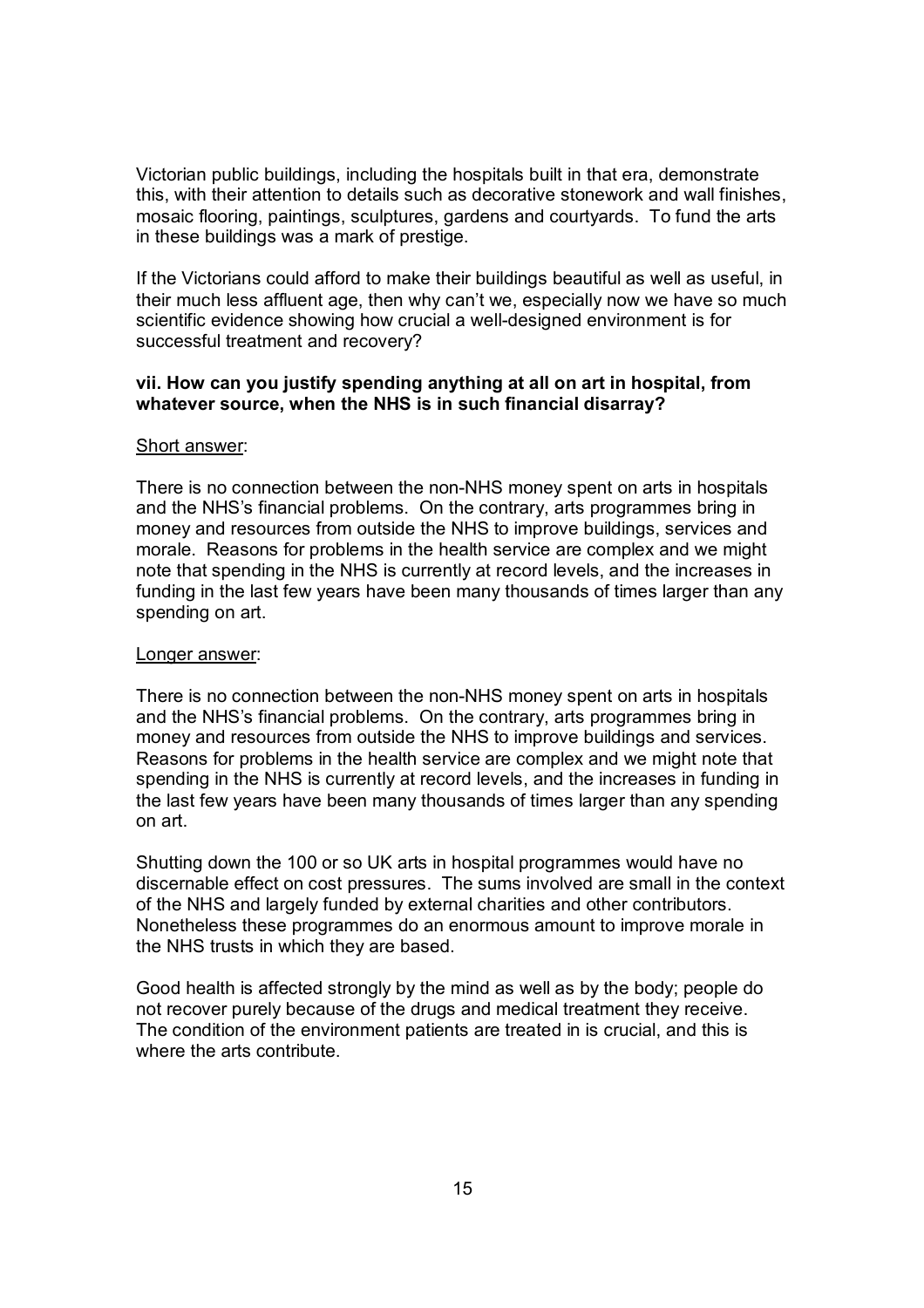Victorian public buildings, including the hospitals built in that era, demonstrate this, with their attention to details such as decorative stonework and wall finishes, mosaic flooring, paintings, sculptures, gardens and courtyards. To fund the arts in these buildings was a mark of prestige.

If the Victorians could afford to make their buildings beautiful as well as useful, in their much less affluent age, then why can't we, especially now we have so much scientific evidence showing how crucial a well-designed environment is for successful treatment and recovery?

**vii. How can you justify spending anything at all on art in hospital, from whatever source, when the NHS is in such financial disarray?**

<u>Short answer</u>:

There is no connection between the non-NHS money spent on arts in hospitals and the NHS's financial problems. On the contrary, arts programmes bring in money and resources from outside the NHS to improve buildings, services and morale. Reasons for problems in the health service are complex and we might note that spending in the NHS is currently at record levels, and the increases in funding in the last few years have been many thousands of times larger than any spending on art.

<u>Longer answer</u>:

There is no connection between the non-NHS money spent on arts in hospitals and the NHS's financial problems. On the contrary, arts programmes bring in money and resources from outside the NHS to improve buildings and services. Reasons for problems in the health service are complex and we might note that spending in the NHS is currently at record levels, and the increases in funding in the last few years have been many thousands of times larger than any spending on art.

Shutting down the 100 or so UK arts in hospital programmes would have no discernable effect on cost pressures. The sums involved are small in the context of the NHS and largely funded by external charities and other contributors. Nonetheless these programmes do an enormous amount to improve morale in the NHS trusts in which they are based.

Good health is affected strongly by the mind as well as by the body; people do not recover purely because of the drugs and medical treatment they receive. The condition of the environment patients are treated in is crucial, and this is where the arts contribute.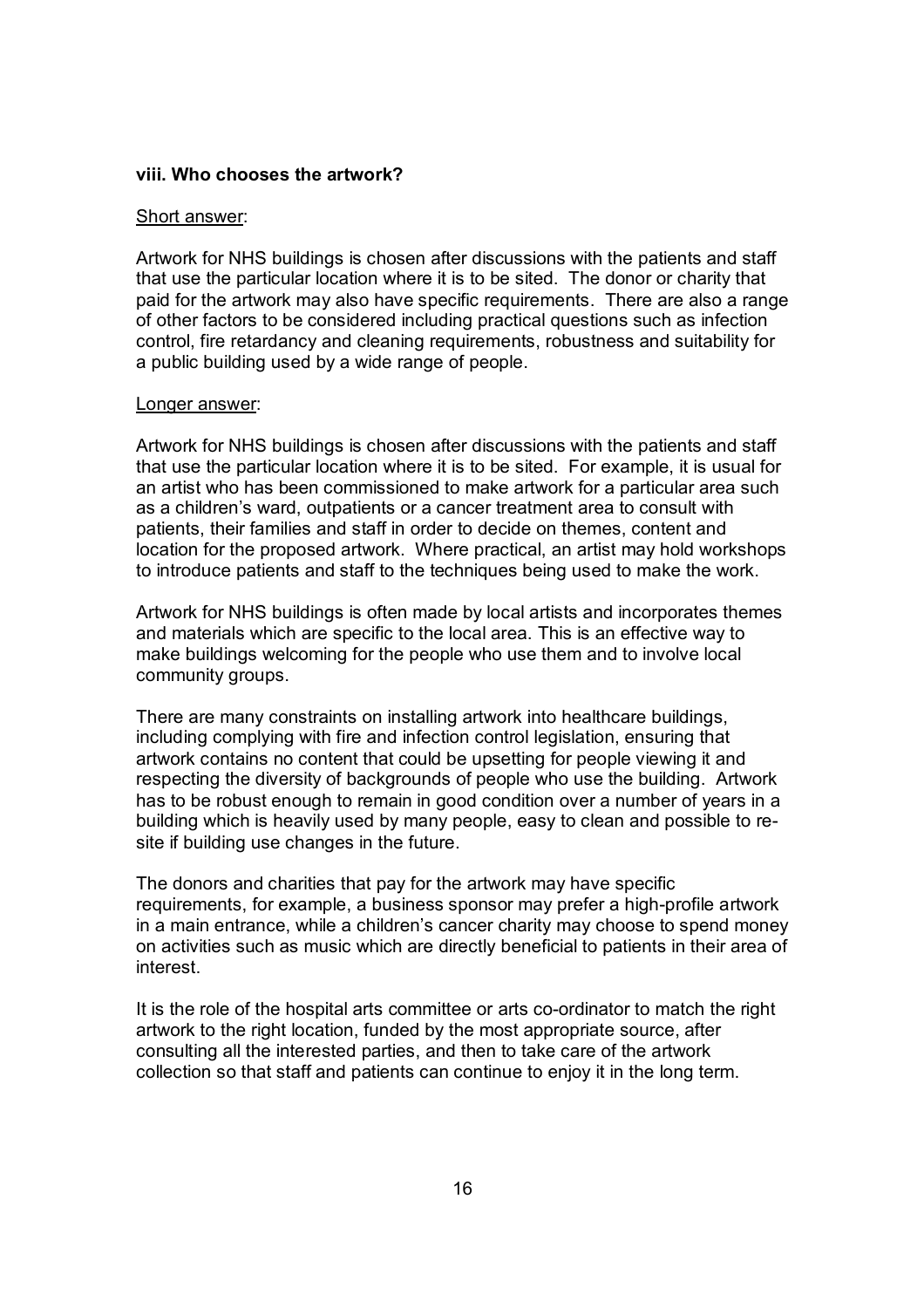### viii. Who chooses the artwork?

Short answer:

Artwork for NHS buildings is chosen after discussions with the patients and staff that use the particular location where it is to be sited. The donor or charity that paid for the artwork may also have specific requirements. There are also a range of other factors to be considered including practical questions such as infection control, fire retardancy and cleaning requirements, robustness and suitability for a public building used by a wide range of people.

Longer answer:

Artwork for NHS buildings is chosen after discussions with the patients and staff that use the particular location where it is to be sited. For example, it is usual for an artist who has been commissioned to make artwork for a particular area such as a children's ward, outpatients or a cancer treatment area to consult with patients, their families and staff in order to decide on themes, content and location for the proposed artwork. Where practical, an artist may hold workshops to introduce patients and staff to the techniques being used to make the work.

Artwork for NHS buildings is often made by local artists and incorporates themes and materials which are specific to the local area. This is an effective way to make buildings welcoming for the people who use them and to involve local community groups.

There are many constraints on installing artwork into healthcare buildings, including complying with fire and infection control legislation, ensuring that artwork contains no content that could be upsetting for people viewing it and respecting the diversity of backgrounds of people who use the building. Artwork has to be robust enough to remain in good condition over a number of years in a building which is heavily used by many people, easy to clean and possible to re-site if building use changes in the future.

The donors and charities that pay for the artwork may have specific requirements, for example, a business sponsor may prefer a high-profile artwork in a main entrance, while a children's cancer charity may choose to spend money on activities such as music which are directly beneficial to patients in their area of interest.

It is the role of the hospital arts committee or arts co-ordinator to match the right artwork to the right location, funded by the most appropriate source, after consulting all the interested parties, and then to take care of the artwork collection so that staff and patients can continue to enjoy it in the long term.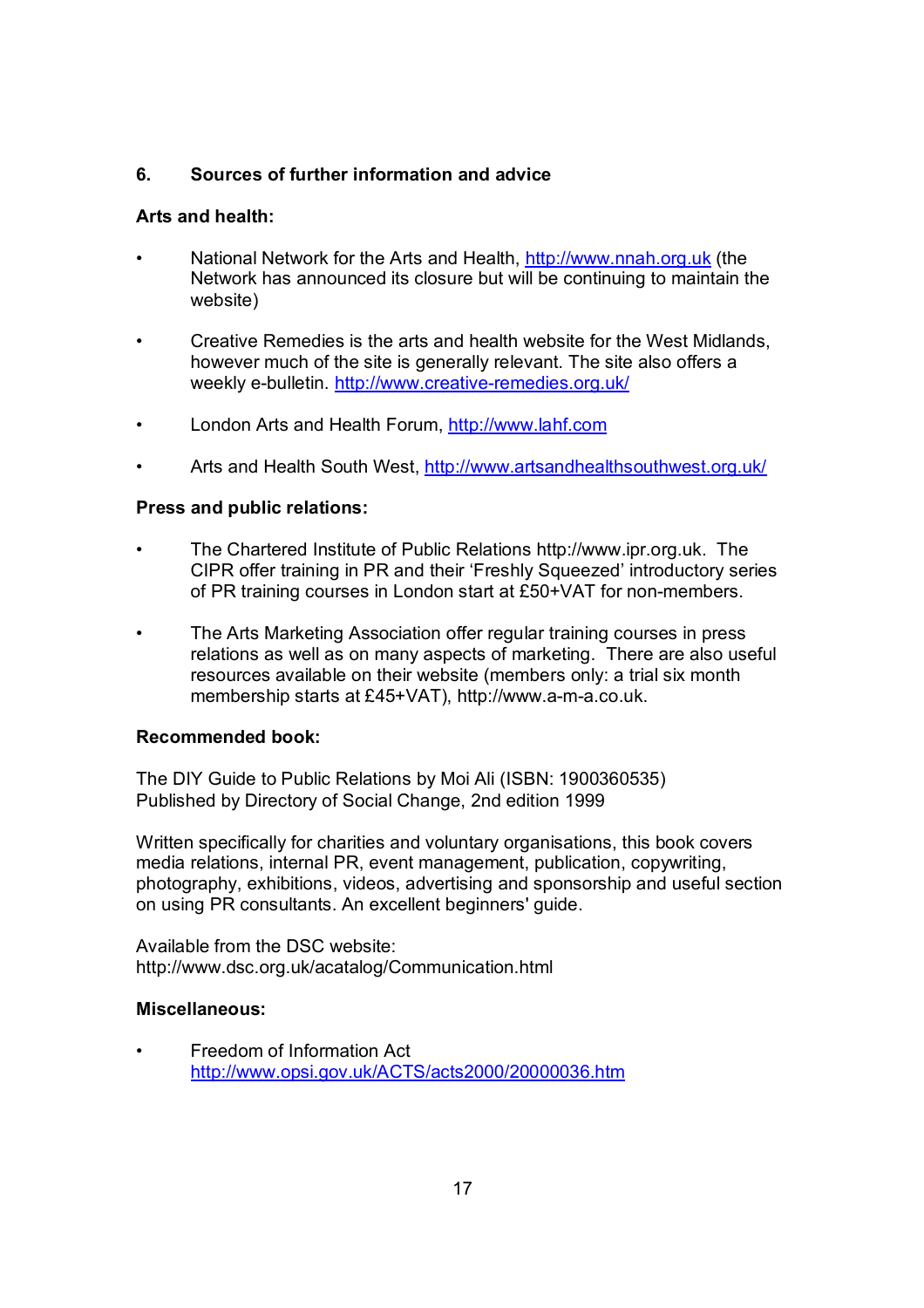## 6. Sources of further information and advice

**Arts and health:**

- National Network for the Arts and Health, http://www.nnah.org.uk (the Network has announced its closure but will be continuing to maintain the website)

- Creative Remedies is the arts and health website for the West Midlands, however much of the site is generally relevant. The site also offers a weekly e-bulletin. http://www.creative-remedies.org.uk/

- London Arts and Health Forum, http://www.lahf.com

- Arts and Health South West, http://www.artsandhealthsouthwest.org.uk/

**Press and public relations:**

- The Chartered Institute of Public Relations http://www.ipr.org.uk. The CIPR offer training in PR and their 'Freshly Squeezed' introductory series of PR training courses in London start at £50+VAT for non-members.

- The Arts Marketing Association offer regular training courses in press relations as well as on many aspects of marketing. There are also useful resources available on their website (members only: a trial six month membership starts at £45+VAT), http://www.a-m-a.co.uk.

**Recommended book:**

The DIY Guide to Public Relations by Moi Ali (ISBN: 1900360535)
Published by Directory of Social Change, 2nd edition 1999

Written specifically for charities and voluntary organisations, this book covers media relations, internal PR, event management, publication, copywriting, photography, exhibitions, videos, advertising and sponsorship and useful section on using PR consultants. An excellent beginners' guide.

Available from the DSC website:
http://www.dsc.org.uk/acatalog/Communication.html

**Miscellaneous:**

- Freedom of Information Act
  http://www.opsi.gov.uk/ACTS/acts2000/20000036.htm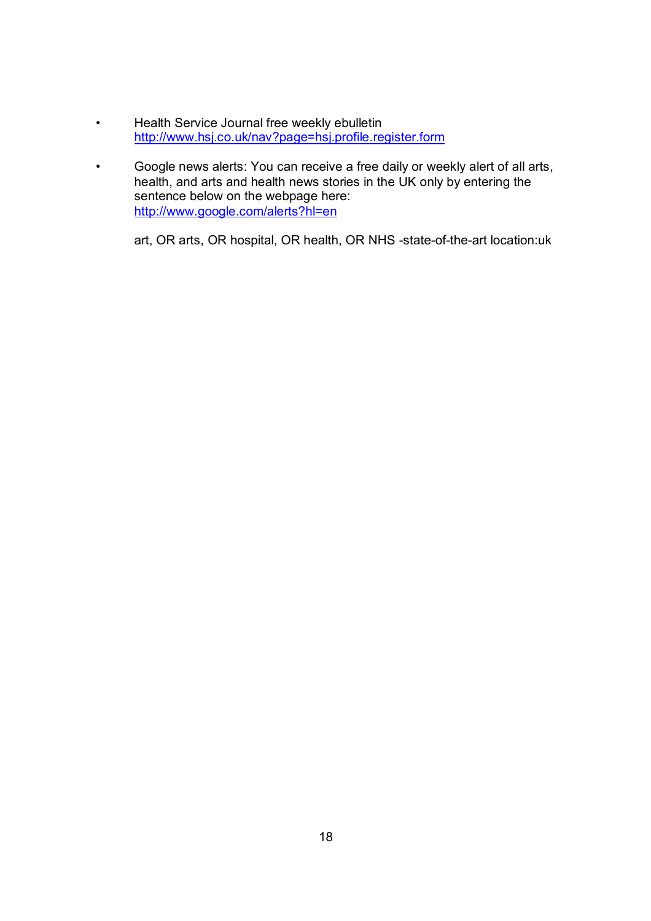- Health Service Journal free weekly ebulletin
  http://www.hsj.co.uk/nav?page=hsj.profile.register.form

- Google news alerts: You can receive a free daily or weekly alert of all arts, health, and arts and health news stories in the UK only by entering the sentence below on the webpage here:
  http://www.google.com/alerts?hl=en

  art, OR arts, OR hospital, OR health, OR NHS -state-of-the-art location:uk